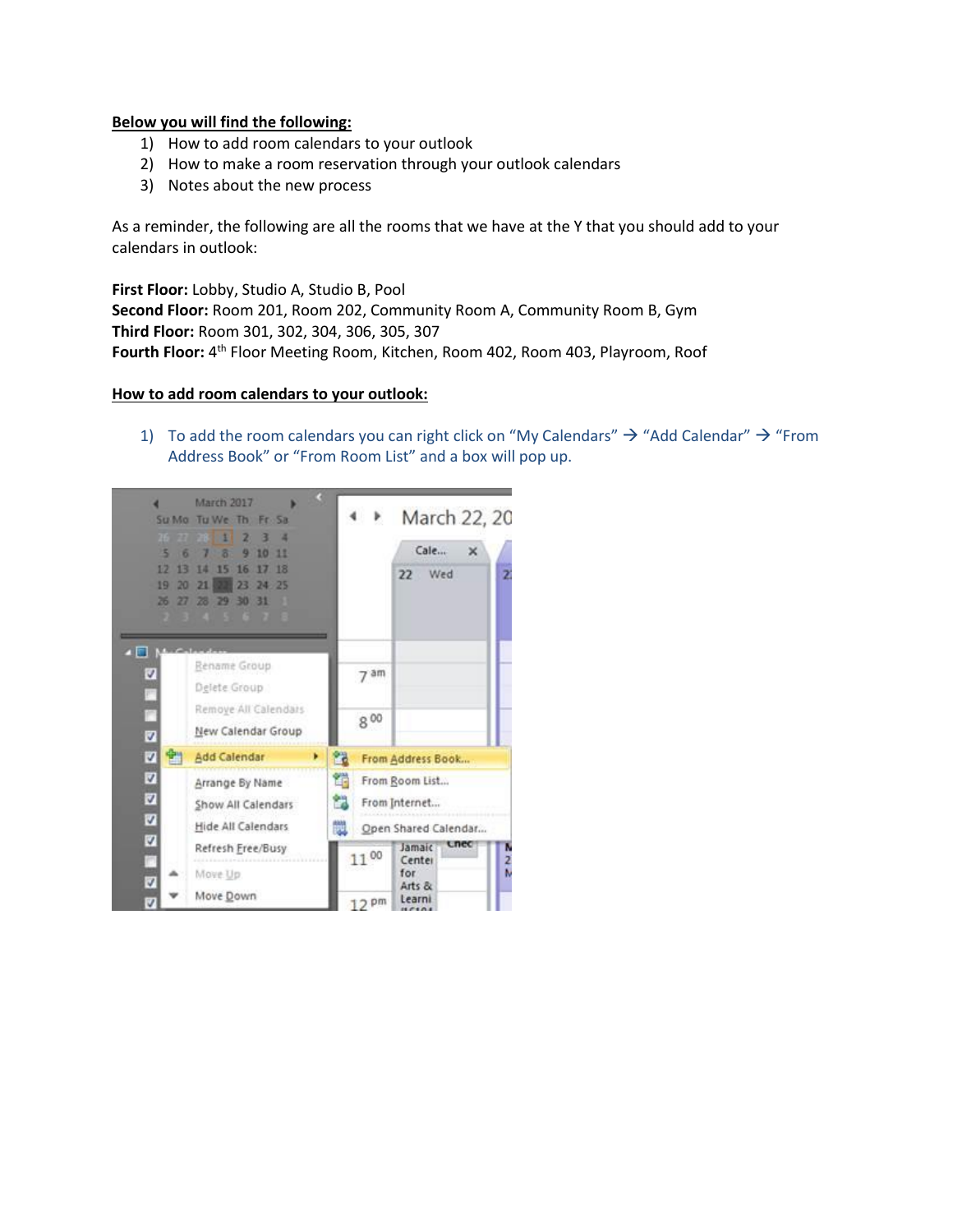**Below you will find the following:**

1) How to add room calendars to your outlook
2) How to make a room reservation through your outlook calendars
3) Notes about the new process

As a reminder, the following are all the rooms that we have at the Y that you should add to your calendars in outlook:

**First Floor:** Lobby, Studio A, Studio B, Pool
**Second Floor:** Room 201, Room 202, Community Room A, Community Room B, Gym
**Third Floor:** Room 301, 302, 304, 306, 305, 307
**Fourth Floor:** 4th Floor Meeting Room, Kitchen, Room 402, Room 403, Playroom, Roof

**How to add room calendars to your outlook:**

1) To add the room calendars you can right click on "My Calendars" → "Add Calendar" → "From Address Book" or "From Room List" and a box will pop up.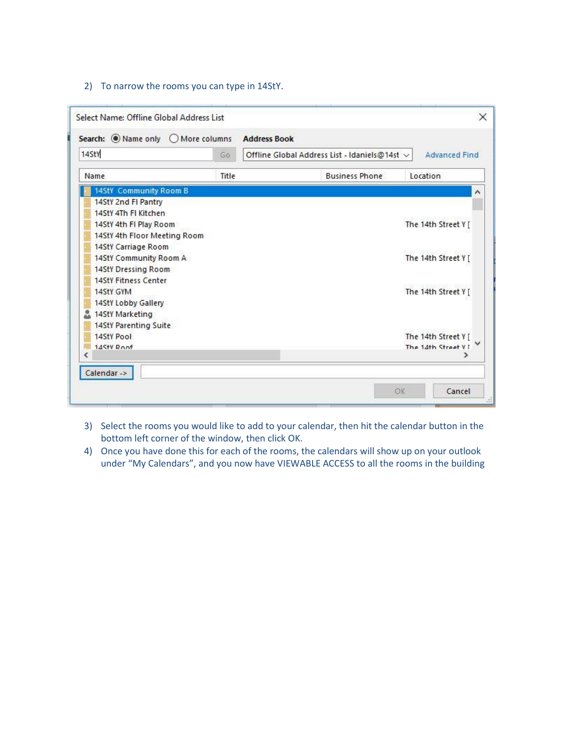2) To narrow the rooms you can type in 14StY.

3) Select the rooms you would like to add to your calendar, then hit the calendar button in the bottom left corner of the window, then click OK.
4) Once you have done this for each of the rooms, the calendars will show up on your outlook under "My Calendars", and you now have VIEWABLE ACCESS to all the rooms in the building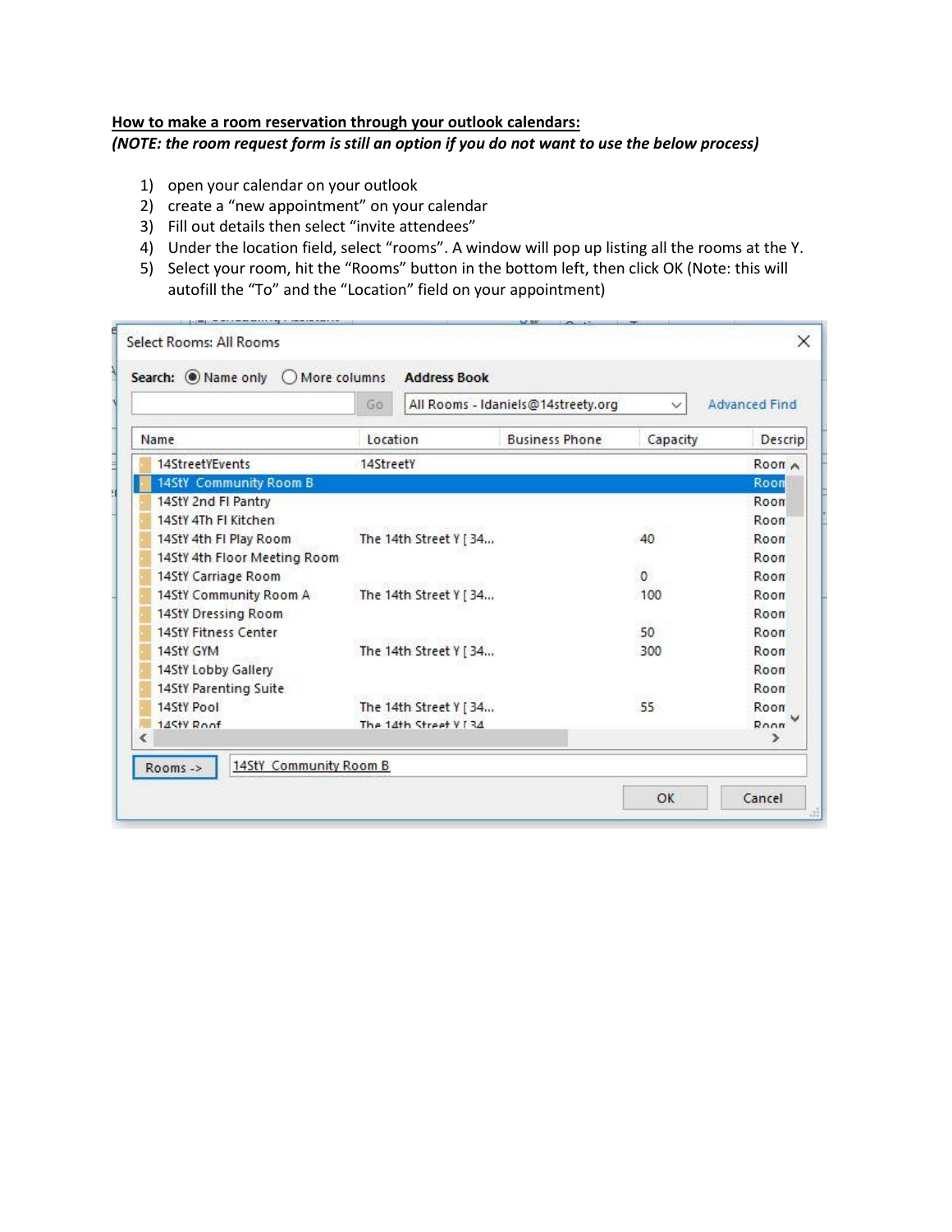**How to make a room reservation through your outlook calendars:**

***(NOTE: the room request form is still an option if you do not want to use the below process)***

1) open your calendar on your outlook
2) create a "new appointment" on your calendar
3) Fill out details then select "invite attendees"
4) Under the location field, select "rooms". A window will pop up listing all the rooms at the Y.
5) Select your room, hit the "Rooms" button in the bottom left, then click OK (Note: this will autofill the "To" and the "Location" field on your appointment)

Select Rooms: All Rooms

Search: Name only / More columns | Address Book: All Rooms - ldaniels@14streety.org | Advanced Find

| Name | Location | Business Phone | Capacity | Descrip |
|---|---|---|---|---|
| 14StreetYEvents | 14StreetY | | | Room |
| 14StY Community Room B | | | | Room |
| 14StY 2nd Fl Pantry | | | | Room |
| 14StY 4Th Fl Kitchen | | | | Room |
| 14StY 4th Fl Play Room | The 14th Street Y [ 34... | | 40 | Room |
| 14StY 4th Floor Meeting Room | | | | Room |
| 14StY Carriage Room | | | 0 | Room |
| 14StY Community Room A | The 14th Street Y [ 34... | | 100 | Room |
| 14StY Dressing Room | | | | Room |
| 14StY Fitness Center | | | 50 | Room |
| 14StY GYM | The 14th Street Y [ 34... | | 300 | Room |
| 14StY Lobby Gallery | | | | Room |
| 14StY Parenting Suite | | | | Room |
| 14StY Pool | The 14th Street Y [ 34... | | 55 | Room |
| 14StY Roof | The 14th Street Y [ 34 | | | Room |

Rooms -> 14StY Community Room B

OK | Cancel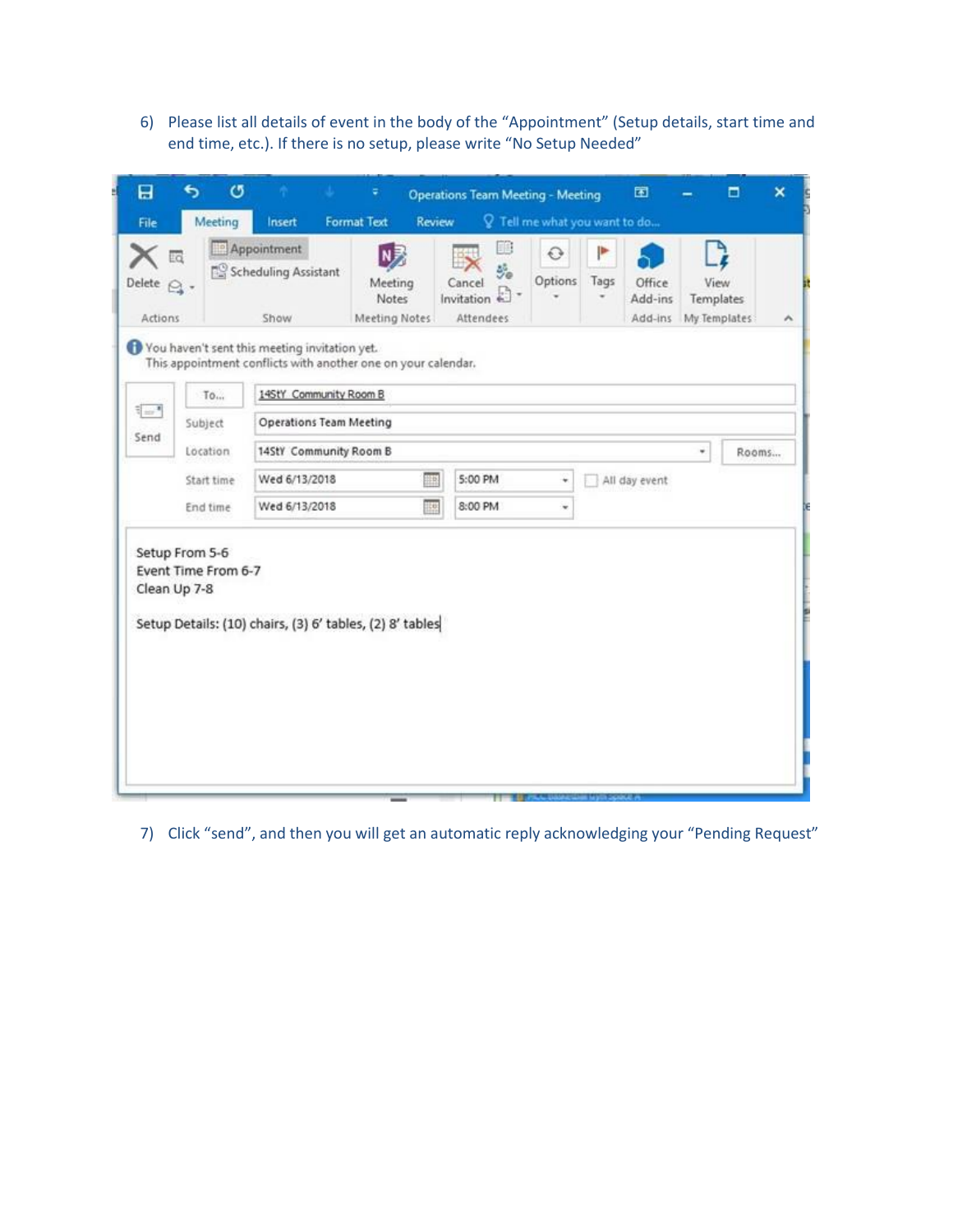6) Please list all details of event in the body of the “Appointment” (Setup details, start time and end time, etc.). If there is no setup, please write “No Setup Needed”

7) Click “send”, and then you will get an automatic reply acknowledging your “Pending Request”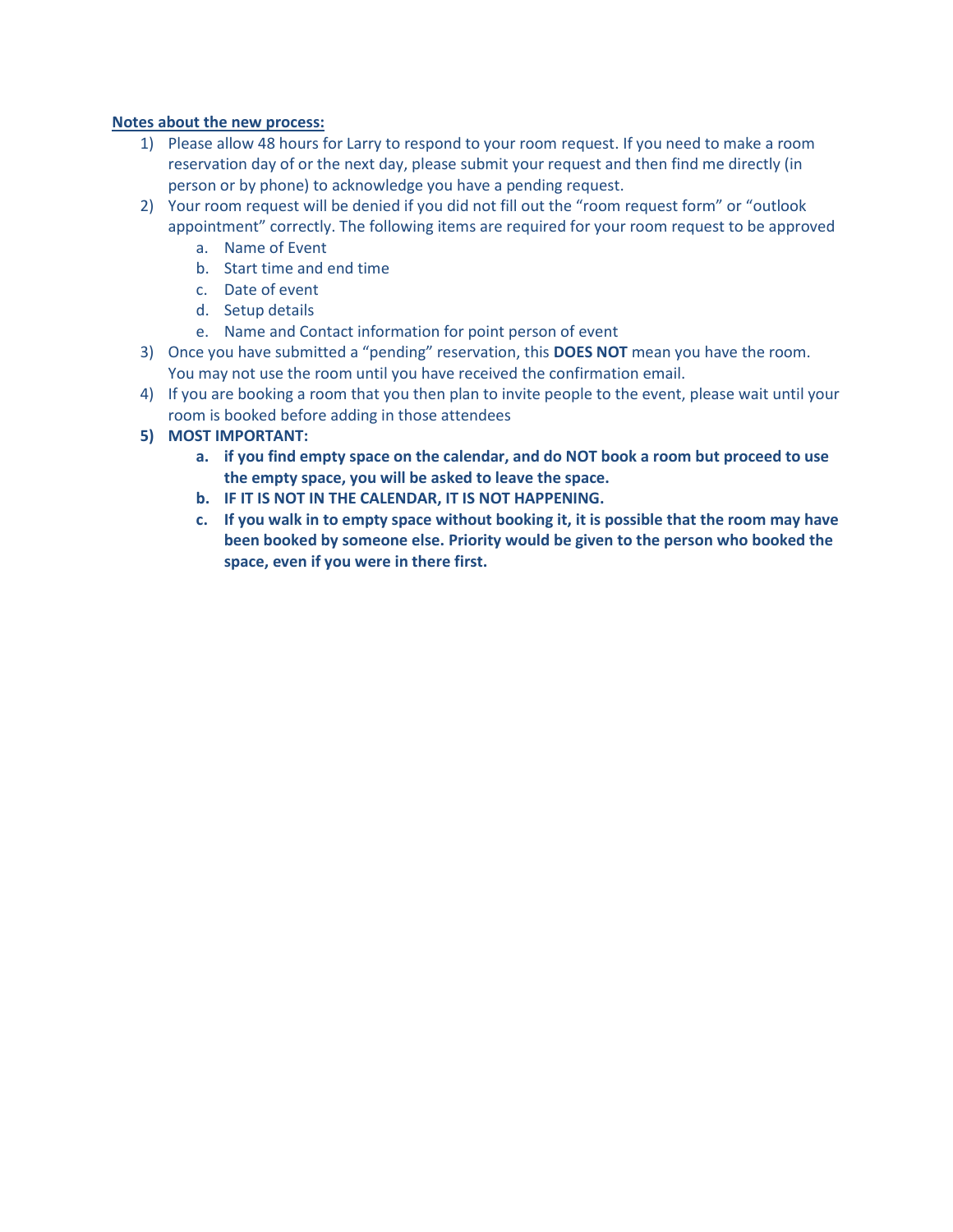**<u>Notes about the new process:</u>**

1) Please allow 48 hours for Larry to respond to your room request. If you need to make a room reservation day of or the next day, please submit your request and then find me directly (in person or by phone) to acknowledge you have a pending request.
2) Your room request will be denied if you did not fill out the "room request form" or "outlook appointment" correctly. The following items are required for your room request to be approved
   a. Name of Event
   b. Start time and end time
   c. Date of event
   d. Setup details
   e. Name and Contact information for point person of event
3) Once you have submitted a "pending" reservation, this **DOES NOT** mean you have the room. You may not use the room until you have received the confirmation email.
4) If you are booking a room that you then plan to invite people to the event, please wait until your room is booked before adding in those attendees
5) **MOST IMPORTANT:**
   a. **if you find empty space on the calendar, and do NOT book a room but proceed to use the empty space, you will be asked to leave the space.**
   b. **IF IT IS NOT IN THE CALENDAR, IT IS NOT HAPPENING.**
   c. **If you walk in to empty space without booking it, it is possible that the room may have been booked by someone else. Priority would be given to the person who booked the space, even if you were in there first.**